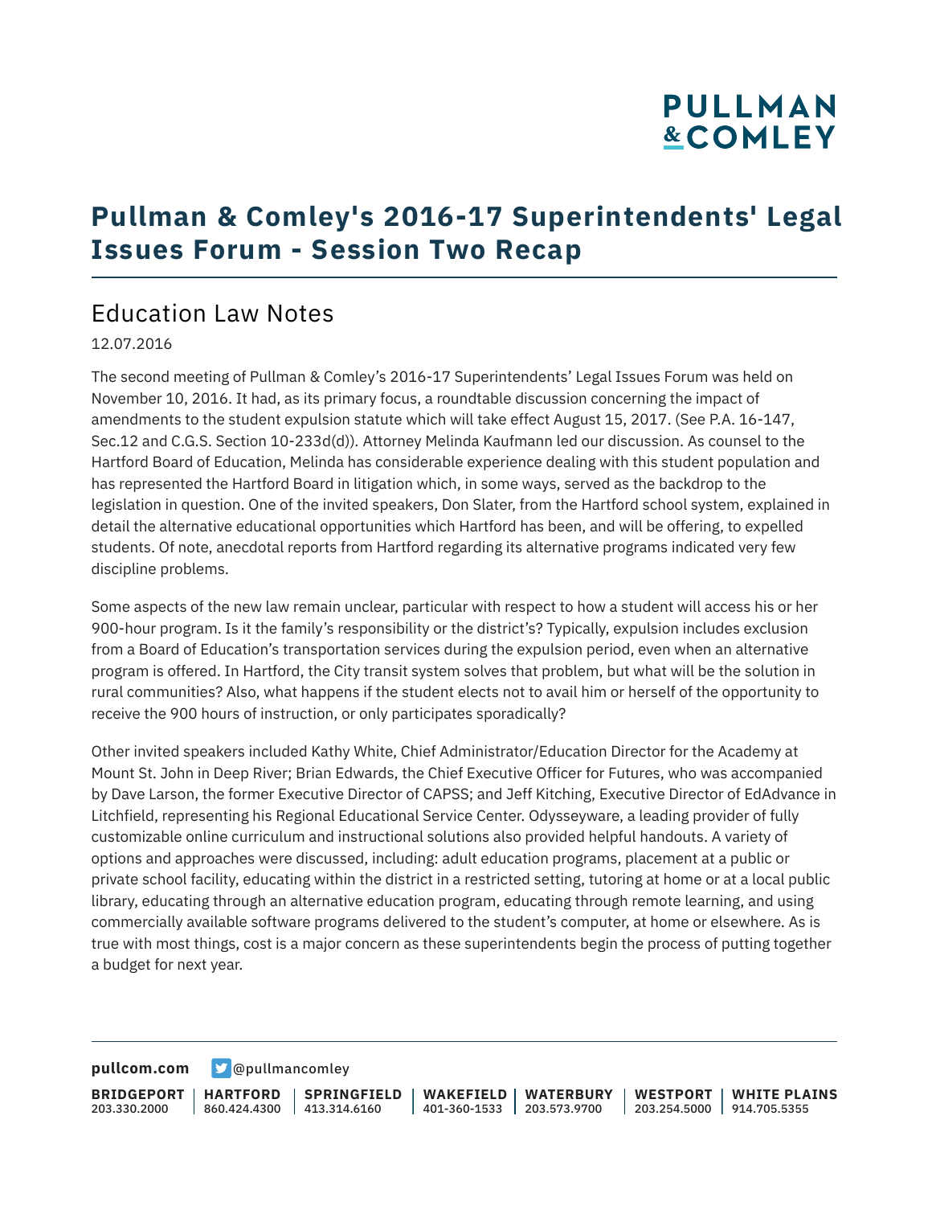# Pullman & Comley's 2016-17 Superintendents' Legal Issues Forum - Session Two Recap

## Education Law Notes

12.07.2016

The second meeting of Pullman & Comley's 2016-17 Superintendents' Legal Issues Forum was held on November 10, 2016. It had, as its primary focus, a roundtable discussion concerning the impact of amendments to the student expulsion statute which will take effect August 15, 2017. (See P.A. 16-147, Sec.12 and C.G.S. Section 10-233d(d)). Attorney Melinda Kaufmann led our discussion. As counsel to the Hartford Board of Education, Melinda has considerable experience dealing with this student population and has represented the Hartford Board in litigation which, in some ways, served as the backdrop to the legislation in question. One of the invited speakers, Don Slater, from the Hartford school system, explained in detail the alternative educational opportunities which Hartford has been, and will be offering, to expelled students. Of note, anecdotal reports from Hartford regarding its alternative programs indicated very few discipline problems.

Some aspects of the new law remain unclear, particular with respect to how a student will access his or her 900-hour program. Is it the family's responsibility or the district's? Typically, expulsion includes exclusion from a Board of Education's transportation services during the expulsion period, even when an alternative program is offered. In Hartford, the City transit system solves that problem, but what will be the solution in rural communities? Also, what happens if the student elects not to avail him or herself of the opportunity to receive the 900 hours of instruction, or only participates sporadically?

Other invited speakers included Kathy White, Chief Administrator/Education Director for the Academy at Mount St. John in Deep River; Brian Edwards, the Chief Executive Officer for Futures, who was accompanied by Dave Larson, the former Executive Director of CAPSS; and Jeff Kitching, Executive Director of EdAdvance in Litchfield, representing his Regional Educational Service Center. Odysseyware, a leading provider of fully customizable online curriculum and instructional solutions also provided helpful handouts. A variety of options and approaches were discussed, including: adult education programs, placement at a public or private school facility, educating within the district in a restricted setting, tutoring at home or at a local public library, educating through an alternative education program, educating through remote learning, and using commercially available software programs delivered to the student's computer, at home or elsewhere. As is true with most things, cost is a major concern as these superintendents begin the process of putting together a budget for next year.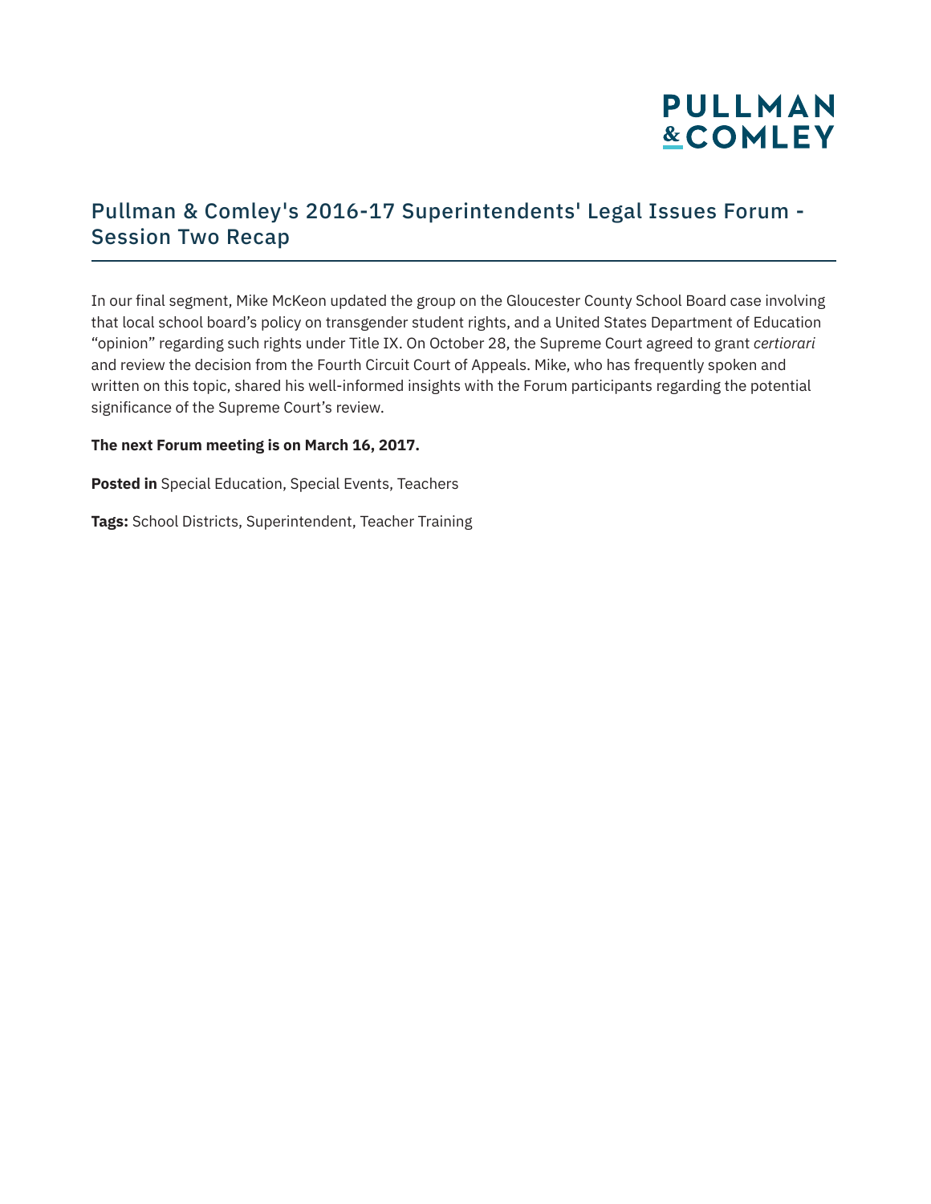# Pullman & Comley's 2016-17 Superintendents' Legal Issues Forum - Session Two Recap

In our final segment, Mike McKeon updated the group on the Gloucester County School Board case involving that local school board's policy on transgender student rights, and a United States Department of Education "opinion" regarding such rights under Title IX. On October 28, the Supreme Court agreed to grant *certiorari* and review the decision from the Fourth Circuit Court of Appeals. Mike, who has frequently spoken and written on this topic, shared his well-informed insights with the Forum participants regarding the potential significance of the Supreme Court's review.

**The next Forum meeting is on March 16, 2017.**

**Posted in** Special Education, Special Events, Teachers

**Tags:** School Districts, Superintendent, Teacher Training